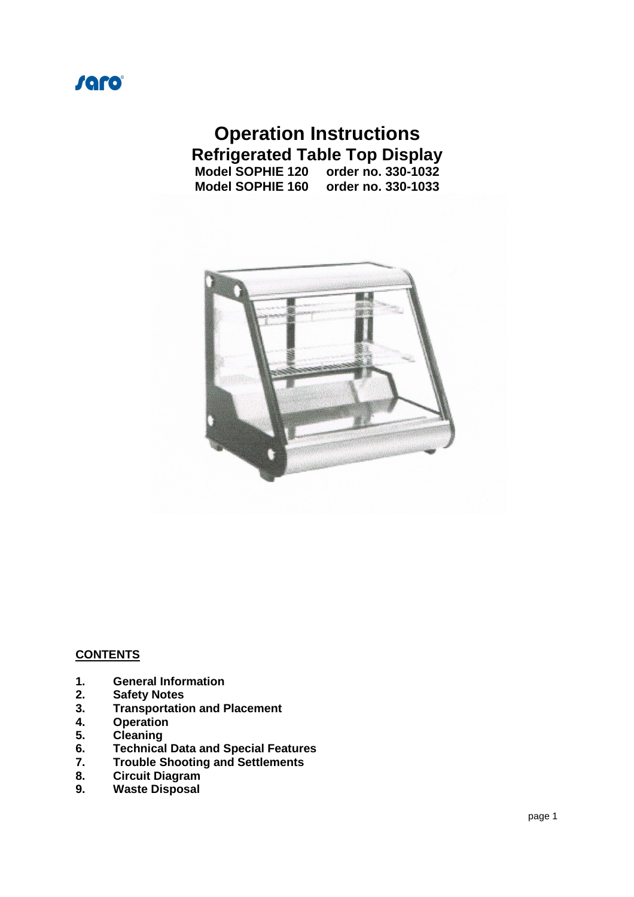saro

# Operation Instructions
## Refrigerated Table Top Display
**Model SOPHIE 120 order no. 330-1032**
**Model SOPHIE 160 order no. 330-1033**

**CONTENTS**

1. **General Information**
2. **Safety Notes**
3. **Transportation and Placement**
4. **Operation**
5. **Cleaning**
6. **Technical Data and Special Features**
7. **Trouble Shooting and Settlements**
8. **Circuit Diagram**
9. **Waste Disposal**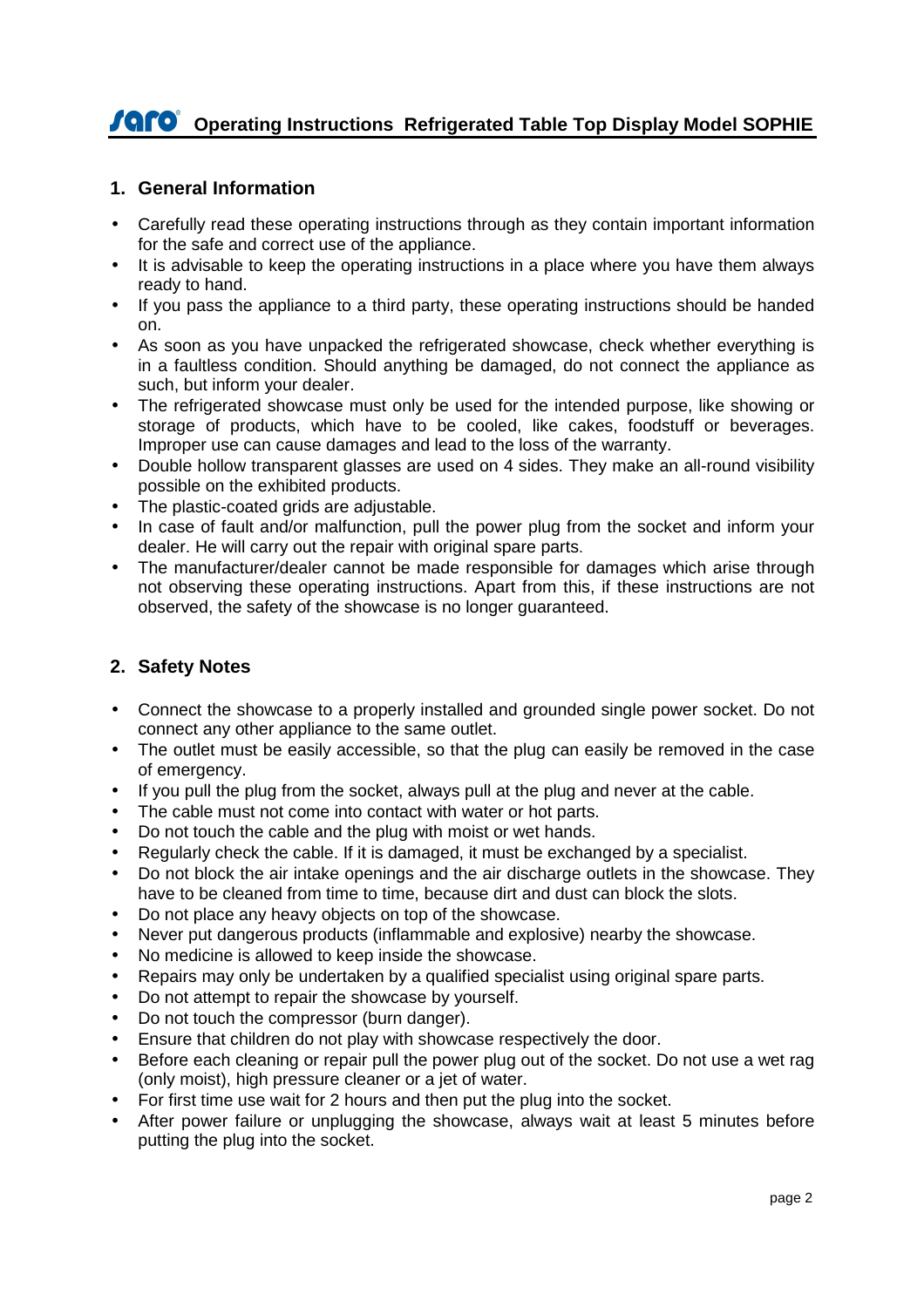## 1. General Information

- Carefully read these operating instructions through as they contain important information for the safe and correct use of the appliance.
- It is advisable to keep the operating instructions in a place where you have them always ready to hand.
- If you pass the appliance to a third party, these operating instructions should be handed on.
- As soon as you have unpacked the refrigerated showcase, check whether everything is in a faultless condition. Should anything be damaged, do not connect the appliance as such, but inform your dealer.
- The refrigerated showcase must only be used for the intended purpose, like showing or storage of products, which have to be cooled, like cakes, foodstuff or beverages. Improper use can cause damages and lead to the loss of the warranty.
- Double hollow transparent glasses are used on 4 sides. They make an all-round visibility possible on the exhibited products.
- The plastic-coated grids are adjustable.
- In case of fault and/or malfunction, pull the power plug from the socket and inform your dealer. He will carry out the repair with original spare parts.
- The manufacturer/dealer cannot be made responsible for damages which arise through not observing these operating instructions. Apart from this, if these instructions are not observed, the safety of the showcase is no longer guaranteed.

## 2. Safety Notes

- Connect the showcase to a properly installed and grounded single power socket. Do not connect any other appliance to the same outlet.
- The outlet must be easily accessible, so that the plug can easily be removed in the case of emergency.
- If you pull the plug from the socket, always pull at the plug and never at the cable.
- The cable must not come into contact with water or hot parts.
- Do not touch the cable and the plug with moist or wet hands.
- Regularly check the cable. If it is damaged, it must be exchanged by a specialist.
- Do not block the air intake openings and the air discharge outlets in the showcase. They have to be cleaned from time to time, because dirt and dust can block the slots.
- Do not place any heavy objects on top of the showcase.
- Never put dangerous products (inflammable and explosive) nearby the showcase.
- No medicine is allowed to keep inside the showcase.
- Repairs may only be undertaken by a qualified specialist using original spare parts.
- Do not attempt to repair the showcase by yourself.
- Do not touch the compressor (burn danger).
- Ensure that children do not play with showcase respectively the door.
- Before each cleaning or repair pull the power plug out of the socket. Do not use a wet rag (only moist), high pressure cleaner or a jet of water.
- For first time use wait for 2 hours and then put the plug into the socket.
- After power failure or unplugging the showcase, always wait at least 5 minutes before putting the plug into the socket.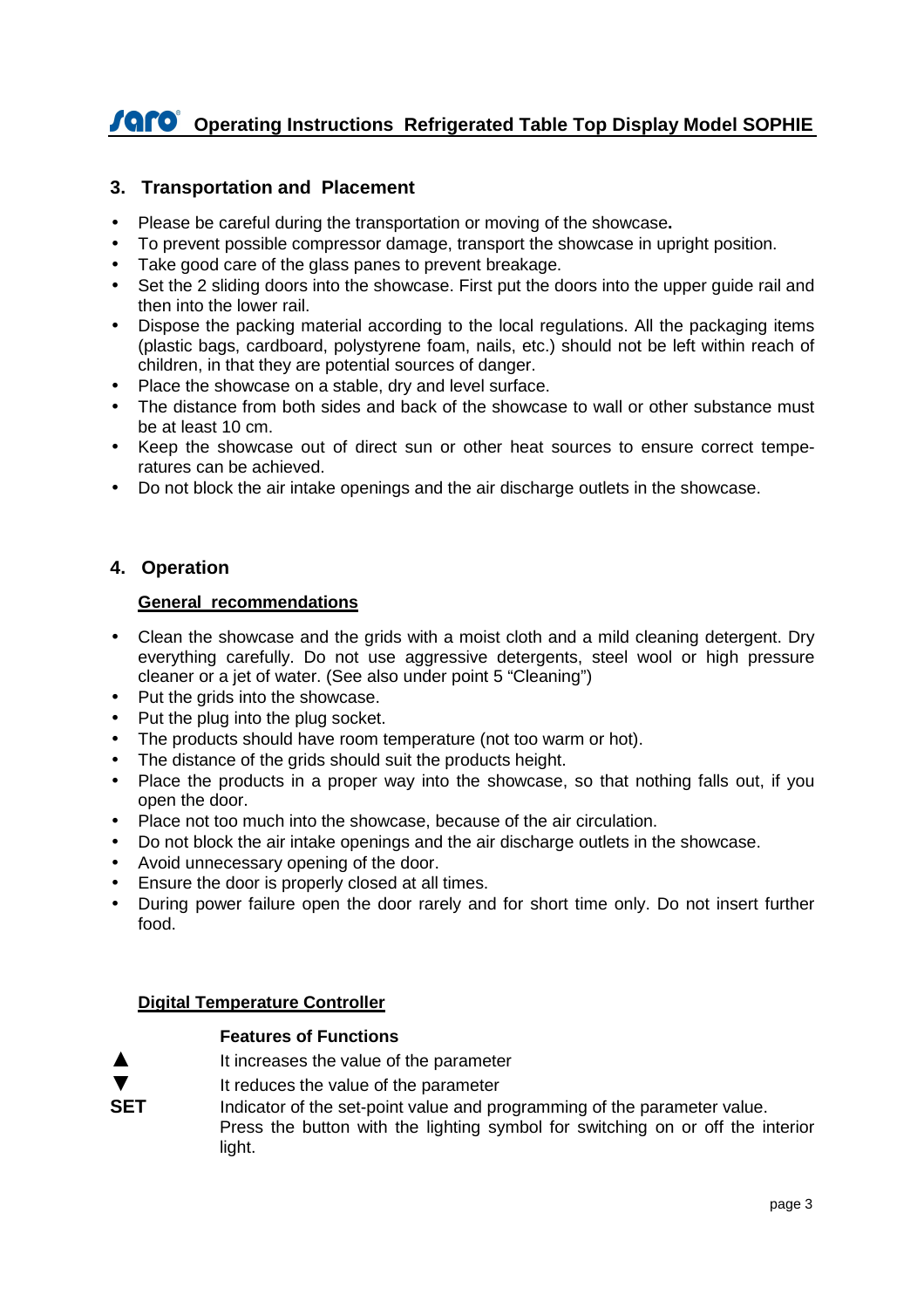## 3. Transportation and Placement

- Please be careful during the transportation or moving of the showcase**.**
- To prevent possible compressor damage, transport the showcase in upright position.
- Take good care of the glass panes to prevent breakage.
- Set the 2 sliding doors into the showcase. First put the doors into the upper guide rail and then into the lower rail.
- Dispose the packing material according to the local regulations. All the packaging items (plastic bags, cardboard, polystyrene foam, nails, etc.) should not be left within reach of children, in that they are potential sources of danger.
- Place the showcase on a stable, dry and level surface.
- The distance from both sides and back of the showcase to wall or other substance must be at least 10 cm.
- Keep the showcase out of direct sun or other heat sources to ensure correct temperatures can be achieved.
- Do not block the air intake openings and the air discharge outlets in the showcase.

## 4. Operation

**General recommendations**

- Clean the showcase and the grids with a moist cloth and a mild cleaning detergent. Dry everything carefully. Do not use aggressive detergents, steel wool or high pressure cleaner or a jet of water. (See also under point 5 "Cleaning")
- Put the grids into the showcase.
- Put the plug into the plug socket.
- The products should have room temperature (not too warm or hot).
- The distance of the grids should suit the products height.
- Place the products in a proper way into the showcase, so that nothing falls out, if you open the door.
- Place not too much into the showcase, because of the air circulation.
- Do not block the air intake openings and the air discharge outlets in the showcase.
- Avoid unnecessary opening of the door.
- Ensure the door is properly closed at all times.
- During power failure open the door rarely and for short time only. Do not insert further food.

**Digital Temperature Controller**

**Features of Functions**

| | |
|---|---|
| ▲ | It increases the value of the parameter |
| ▼ | It reduces the value of the parameter |
| **SET** | Indicator of the set-point value and programming of the parameter value. Press the button with the lighting symbol for switching on or off the interior light. |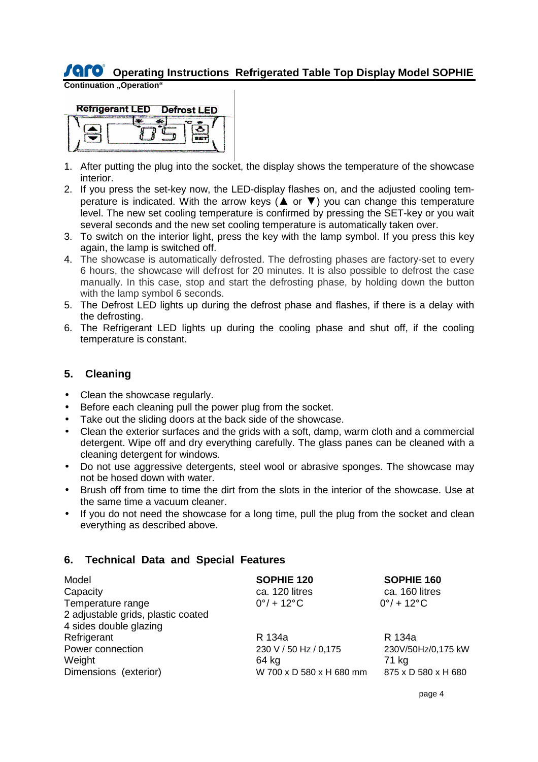Continuation „Operation“

Refrigerant LED   Defrost LED

1. After putting the plug into the socket, the display shows the temperature of the showcase interior.
2. If you press the set-key now, the LED-display flashes on, and the adjusted cooling temperature is indicated. With the arrow keys (▲ or ▼) you can change this temperature level. The new set cooling temperature is confirmed by pressing the SET-key or you wait several seconds and the new set cooling temperature is automatically taken over.
3. To switch on the interior light, press the key with the lamp symbol. If you press this key again, the lamp is switched off.
4. The showcase is automatically defrosted. The defrosting phases are factory-set to every 6 hours, the showcase will defrost for 20 minutes. It is also possible to defrost the case manually. In this case, stop and start the defrosting phase, by holding down the button with the lamp symbol 6 seconds.
5. The Defrost LED lights up during the defrost phase and flashes, if there is a delay with the defrosting.
6. The Refrigerant LED lights up during the cooling phase and shut off, if the cooling temperature is constant.

## 5. Cleaning

- Clean the showcase regularly.
- Before each cleaning pull the power plug from the socket.
- Take out the sliding doors at the back side of the showcase.
- Clean the exterior surfaces and the grids with a soft, damp, warm cloth and a commercial detergent. Wipe off and dry everything carefully. The glass panes can be cleaned with a cleaning detergent for windows.
- Do not use aggressive detergents, steel wool or abrasive sponges. The showcase may not be hosed down with water.
- Brush off from time to time the dirt from the slots in the interior of the showcase. Use at the same time a vacuum cleaner.
- If you do not need the showcase for a long time, pull the plug from the socket and clean everything as described above.

## 6. Technical Data and Special Features

| Model | **SOPHIE 120** | **SOPHIE 160** |
|---|---|---|
| Capacity | ca. 120 litres | ca. 160 litres |
| Temperature range | 0°/ + 12°C | 0°/ + 12°C |
| 2 adjustable grids, plastic coated | | |
| 4 sides double glazing | | |
| Refrigerant | R 134a | R 134a |
| Power connection | 230 V / 50 Hz / 0,175 | 230V/50Hz/0,175 kW |
| Weight | 64 kg | 71 kg |
| Dimensions (exterior) | W 700 x D 580 x H 680 mm | 875 x D 580 x H 680 |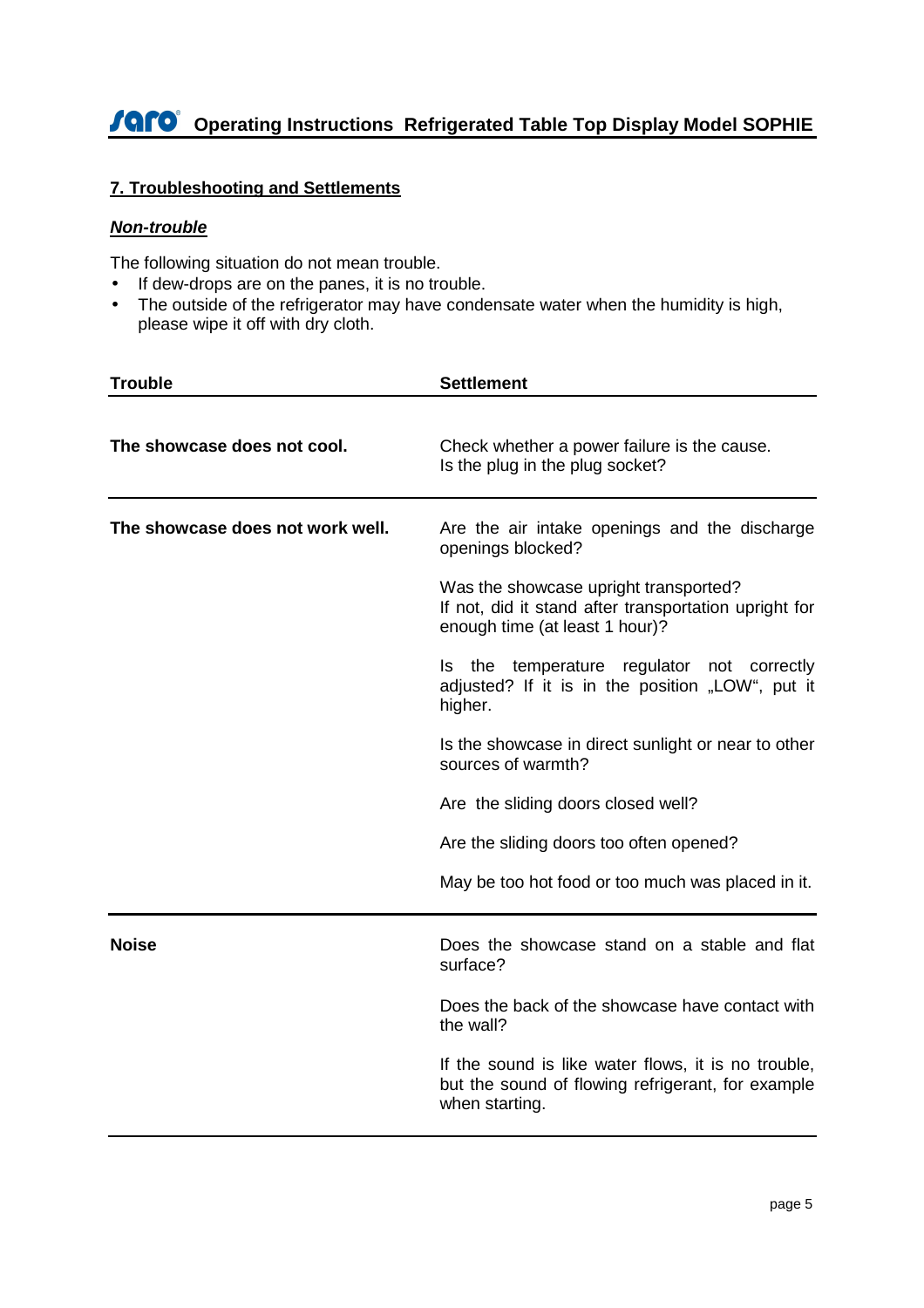## 7. Troubleshooting and Settlements

### *Non-trouble*

The following situation do not mean trouble.

- If dew-drops are on the panes, it is no trouble.
- The outside of the refrigerator may have condensate water when the humidity is high, please wipe it off with dry cloth.

| Trouble | Settlement |
|---|---|
| **The showcase does not cool.** | Check whether a power failure is the cause.<br>Is the plug in the plug socket? |
| **The showcase does not work well.** | Are the air intake openings and the discharge openings blocked?<br><br>Was the showcase upright transported?<br>If not, did it stand after transportation upright for enough time (at least 1 hour)?<br><br>Is the temperature regulator not correctly adjusted? If it is in the position „LOW“, put it higher.<br><br>Is the showcase in direct sunlight or near to other sources of warmth?<br><br>Are the sliding doors closed well?<br><br>Are the sliding doors too often opened?<br><br>May be too hot food or too much was placed in it. |
| **Noise** | Does the showcase stand on a stable and flat surface?<br><br>Does the back of the showcase have contact with the wall?<br><br>If the sound is like water flows, it is no trouble, but the sound of flowing refrigerant, for example when starting. |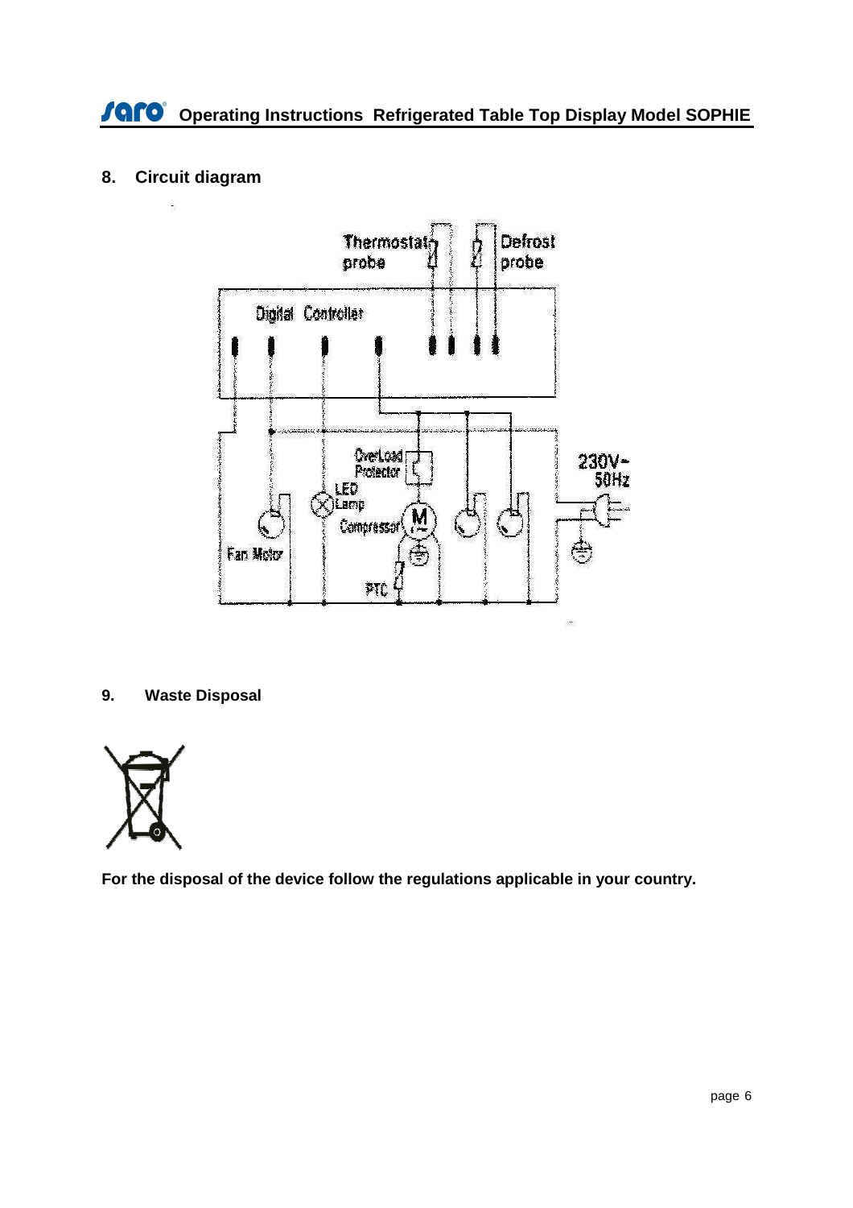## 8. Circuit diagram

Thermostat probe

Defrost probe

Digital Controller

OverLoad Protector

LED Lamp

Compressor

M

230V~ 50Hz

Fan Motor

PTC

## 9. Waste Disposal

**For the disposal of the device follow the regulations applicable in your country.**